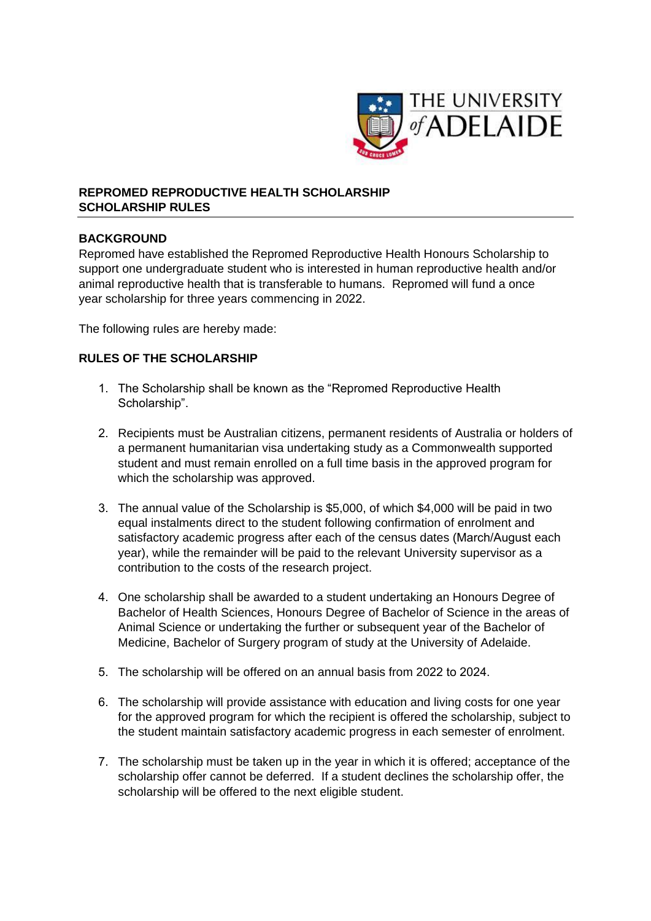# REPROMED REPRODUCTIVE HEALTH SCHOLARSHIP
# SCHOLARSHIP RULES

## BACKGROUND

Repromed have established the Repromed Reproductive Health Honours Scholarship to support one undergraduate student who is interested in human reproductive health and/or animal reproductive health that is transferable to humans. Repromed will fund a once year scholarship for three years commencing in 2022.

The following rules are hereby made:

## RULES OF THE SCHOLARSHIP

1. The Scholarship shall be known as the "Repromed Reproductive Health Scholarship".

2. Recipients must be Australian citizens, permanent residents of Australia or holders of a permanent humanitarian visa undertaking study as a Commonwealth supported student and must remain enrolled on a full time basis in the approved program for which the scholarship was approved.

3. The annual value of the Scholarship is $5,000, of which $4,000 will be paid in two equal instalments direct to the student following confirmation of enrolment and satisfactory academic progress after each of the census dates (March/August each year), while the remainder will be paid to the relevant University supervisor as a contribution to the costs of the research project.

4. One scholarship shall be awarded to a student undertaking an Honours Degree of Bachelor of Health Sciences, Honours Degree of Bachelor of Science in the areas of Animal Science or undertaking the further or subsequent year of the Bachelor of Medicine, Bachelor of Surgery program of study at the University of Adelaide.

5. The scholarship will be offered on an annual basis from 2022 to 2024.

6. The scholarship will provide assistance with education and living costs for one year for the approved program for which the recipient is offered the scholarship, subject to the student maintain satisfactory academic progress in each semester of enrolment.

7. The scholarship must be taken up in the year in which it is offered; acceptance of the scholarship offer cannot be deferred. If a student declines the scholarship offer, the scholarship will be offered to the next eligible student.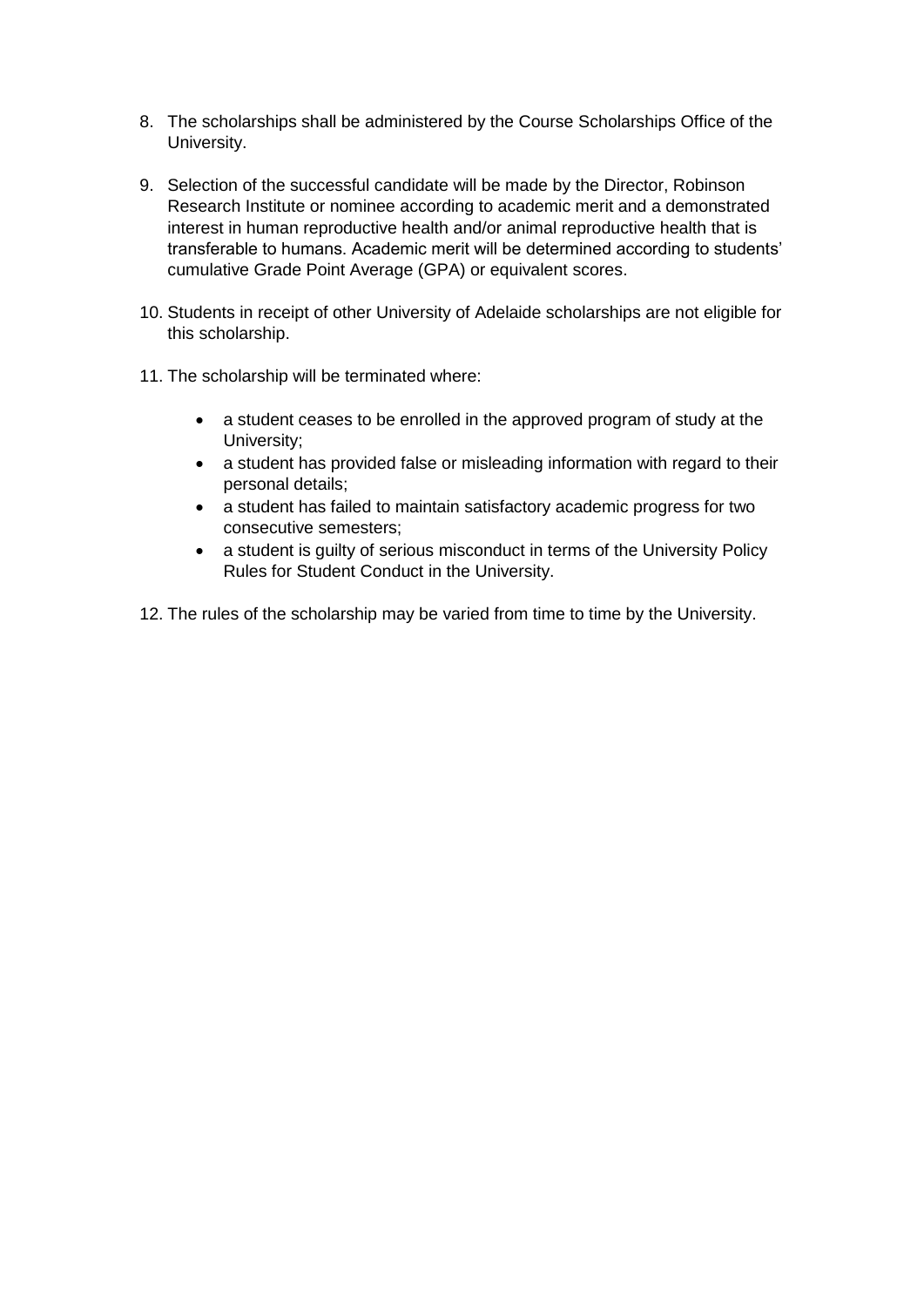8. The scholarships shall be administered by the Course Scholarships Office of the University.

9. Selection of the successful candidate will be made by the Director, Robinson Research Institute or nominee according to academic merit and a demonstrated interest in human reproductive health and/or animal reproductive health that is transferable to humans. Academic merit will be determined according to students' cumulative Grade Point Average (GPA) or equivalent scores.

10. Students in receipt of other University of Adelaide scholarships are not eligible for this scholarship.

11. The scholarship will be terminated where:

    - a student ceases to be enrolled in the approved program of study at the University;
    - a student has provided false or misleading information with regard to their personal details;
    - a student has failed to maintain satisfactory academic progress for two consecutive semesters;
    - a student is guilty of serious misconduct in terms of the University Policy Rules for Student Conduct in the University.

12. The rules of the scholarship may be varied from time to time by the University.